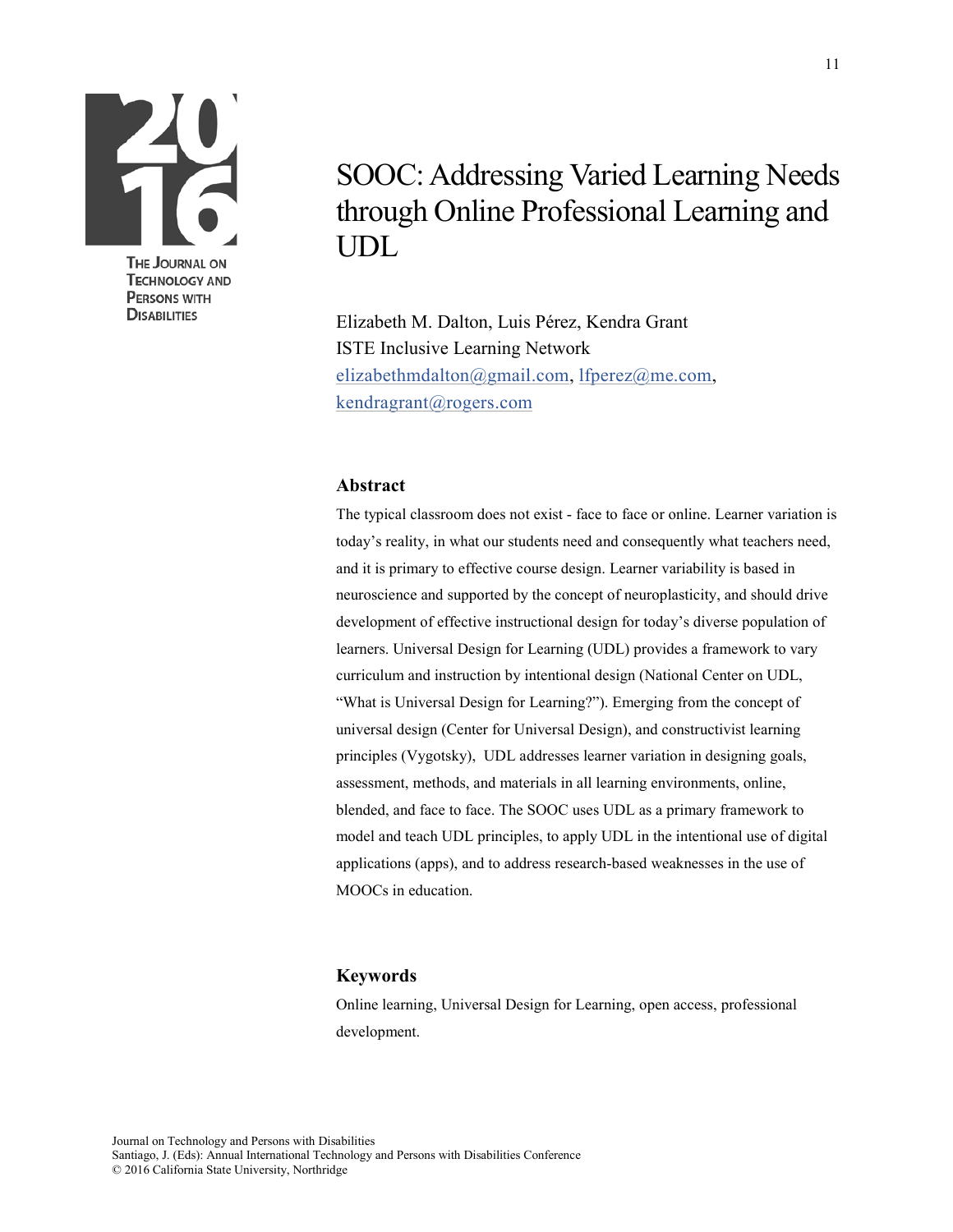# SOOC: Addressing Varied Learning Needs through Online Professional Learning and UDL

Elizabeth M. Dalton, Luis Pérez, Kendra Grant
ISTE Inclusive Learning Network
elizabethmdalton@gmail.com, lfperez@me.com, kendragrant@rogers.com

## Abstract

The typical classroom does not exist - face to face or online. Learner variation is today's reality, in what our students need and consequently what teachers need, and it is primary to effective course design. Learner variability is based in neuroscience and supported by the concept of neuroplasticity, and should drive development of effective instructional design for today's diverse population of learners. Universal Design for Learning (UDL) provides a framework to vary curriculum and instruction by intentional design (National Center on UDL, "What is Universal Design for Learning?"). Emerging from the concept of universal design (Center for Universal Design), and constructivist learning principles (Vygotsky), UDL addresses learner variation in designing goals, assessment, methods, and materials in all learning environments, online, blended, and face to face. The SOOC uses UDL as a primary framework to model and teach UDL principles, to apply UDL in the intentional use of digital applications (apps), and to address research-based weaknesses in the use of MOOCs in education.

## Keywords

Online learning, Universal Design for Learning, open access, professional development.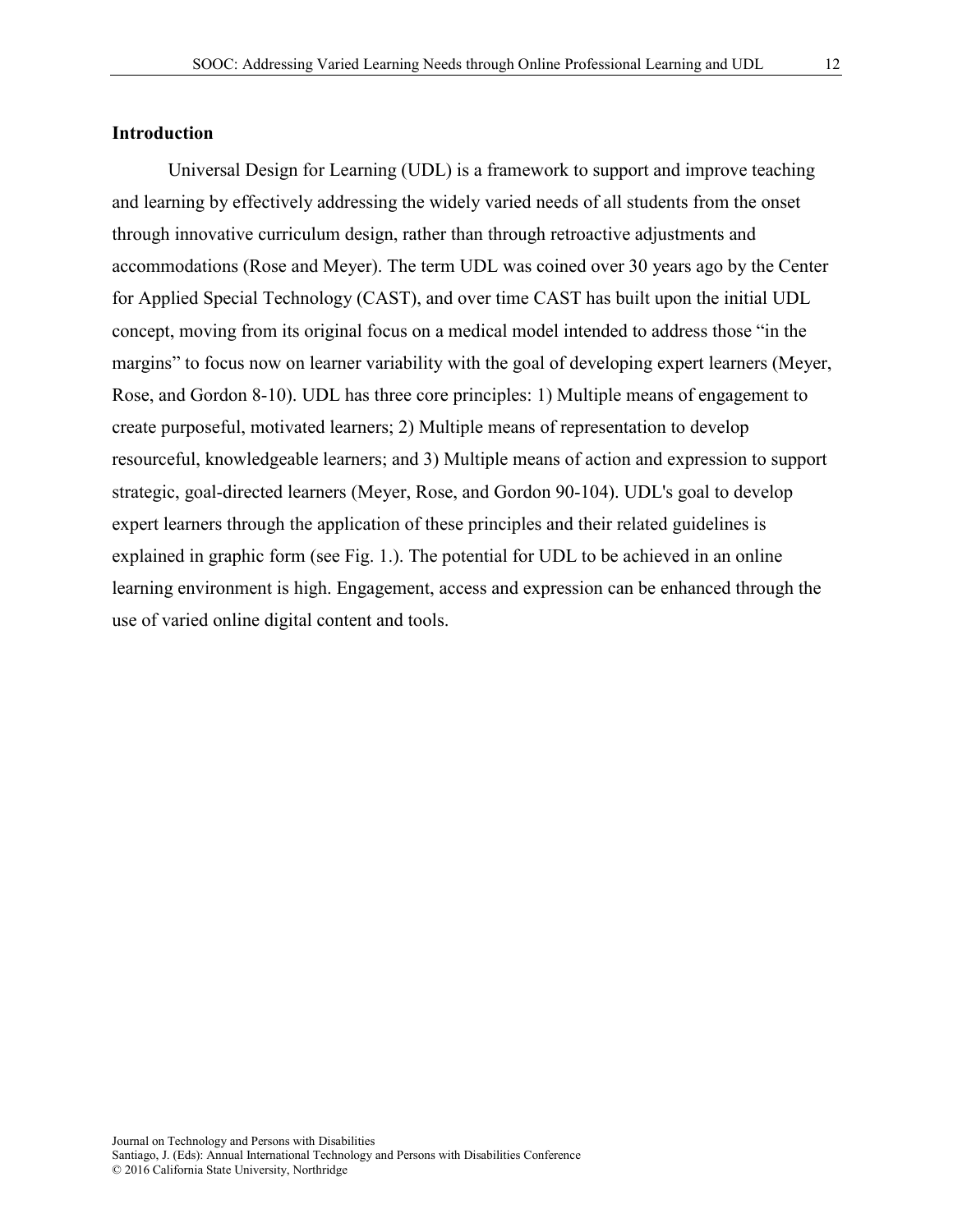## Introduction

Universal Design for Learning (UDL) is a framework to support and improve teaching and learning by effectively addressing the widely varied needs of all students from the onset through innovative curriculum design, rather than through retroactive adjustments and accommodations (Rose and Meyer). The term UDL was coined over 30 years ago by the Center for Applied Special Technology (CAST), and over time CAST has built upon the initial UDL concept, moving from its original focus on a medical model intended to address those "in the margins" to focus now on learner variability with the goal of developing expert learners (Meyer, Rose, and Gordon 8-10). UDL has three core principles: 1) Multiple means of engagement to create purposeful, motivated learners; 2) Multiple means of representation to develop resourceful, knowledgeable learners; and 3) Multiple means of action and expression to support strategic, goal-directed learners (Meyer, Rose, and Gordon 90-104). UDL's goal to develop expert learners through the application of these principles and their related guidelines is explained in graphic form (see Fig. 1.). The potential for UDL to be achieved in an online learning environment is high. Engagement, access and expression can be enhanced through the use of varied online digital content and tools.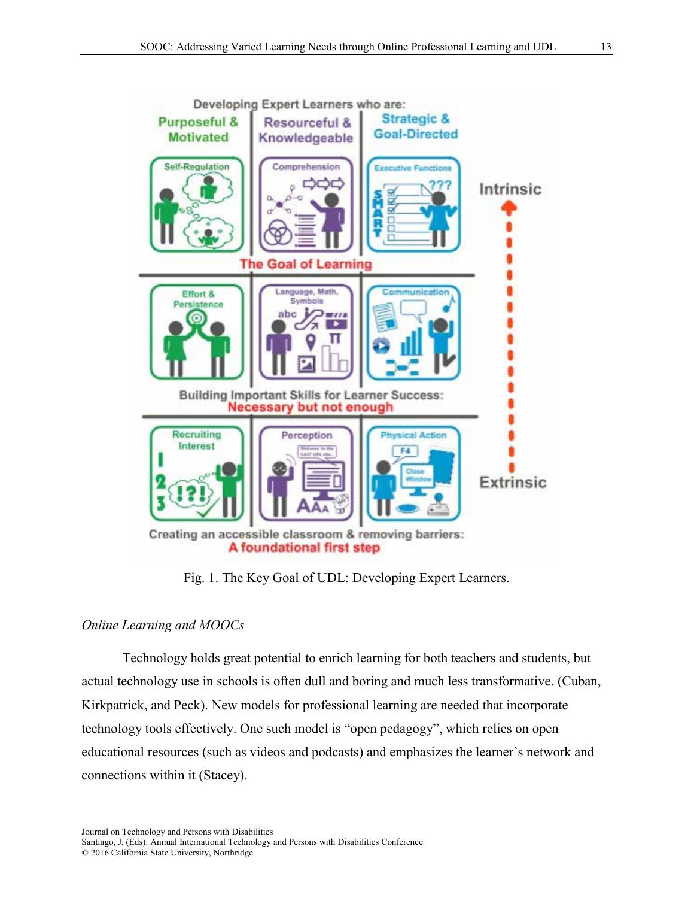Fig. 1. The Key Goal of UDL: Developing Expert Learners.

### *Online Learning and MOOCs*

Technology holds great potential to enrich learning for both teachers and students, but actual technology use in schools is often dull and boring and much less transformative. (Cuban, Kirkpatrick, and Peck). New models for professional learning are needed that incorporate technology tools effectively. One such model is “open pedagogy”, which relies on open educational resources (such as videos and podcasts) and emphasizes the learner’s network and connections within it (Stacey).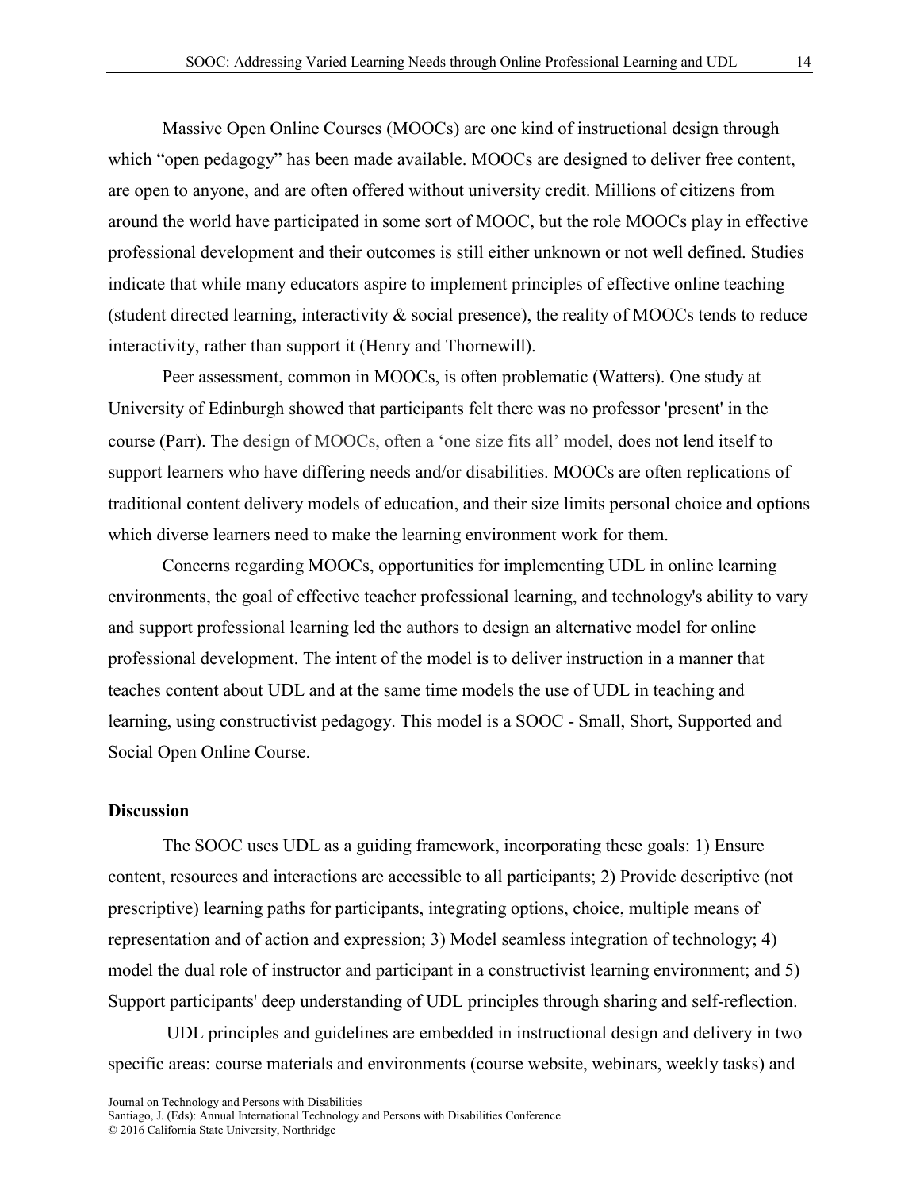Massive Open Online Courses (MOOCs) are one kind of instructional design through which "open pedagogy" has been made available. MOOCs are designed to deliver free content, are open to anyone, and are often offered without university credit. Millions of citizens from around the world have participated in some sort of MOOC, but the role MOOCs play in effective professional development and their outcomes is still either unknown or not well defined. Studies indicate that while many educators aspire to implement principles of effective online teaching (student directed learning, interactivity & social presence), the reality of MOOCs tends to reduce interactivity, rather than support it (Henry and Thornewill).

Peer assessment, common in MOOCs, is often problematic (Watters). One study at University of Edinburgh showed that participants felt there was no professor 'present' in the course (Parr). The design of MOOCs, often a 'one size fits all' model, does not lend itself to support learners who have differing needs and/or disabilities. MOOCs are often replications of traditional content delivery models of education, and their size limits personal choice and options which diverse learners need to make the learning environment work for them.

Concerns regarding MOOCs, opportunities for implementing UDL in online learning environments, the goal of effective teacher professional learning, and technology's ability to vary and support professional learning led the authors to design an alternative model for online professional development. The intent of the model is to deliver instruction in a manner that teaches content about UDL and at the same time models the use of UDL in teaching and learning, using constructivist pedagogy. This model is a SOOC - Small, Short, Supported and Social Open Online Course.

## Discussion

The SOOC uses UDL as a guiding framework, incorporating these goals: 1) Ensure content, resources and interactions are accessible to all participants; 2) Provide descriptive (not prescriptive) learning paths for participants, integrating options, choice, multiple means of representation and of action and expression; 3) Model seamless integration of technology; 4) model the dual role of instructor and participant in a constructivist learning environment; and 5) Support participants' deep understanding of UDL principles through sharing and self-reflection.

UDL principles and guidelines are embedded in instructional design and delivery in two specific areas: course materials and environments (course website, webinars, weekly tasks) and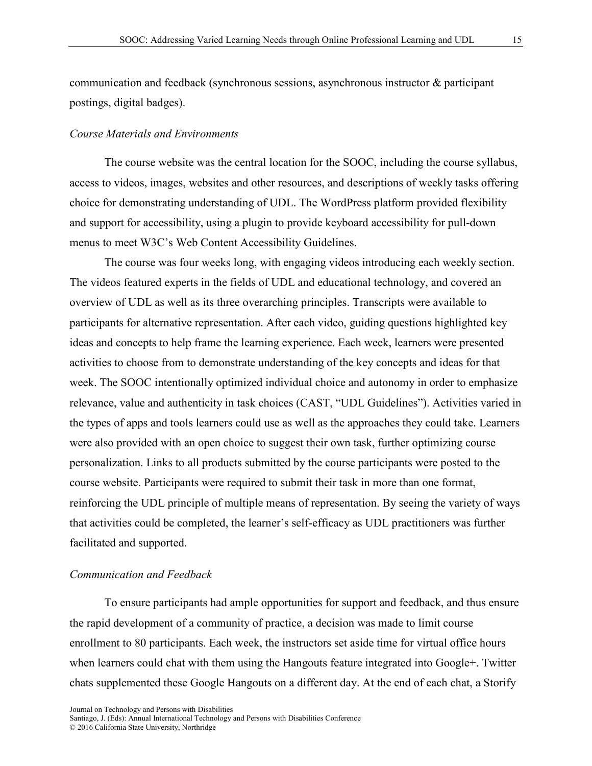communication and feedback (synchronous sessions, asynchronous instructor & participant postings, digital badges).

### *Course Materials and Environments*

The course website was the central location for the SOOC, including the course syllabus, access to videos, images, websites and other resources, and descriptions of weekly tasks offering choice for demonstrating understanding of UDL. The WordPress platform provided flexibility and support for accessibility, using a plugin to provide keyboard accessibility for pull-down menus to meet W3C's Web Content Accessibility Guidelines.

The course was four weeks long, with engaging videos introducing each weekly section. The videos featured experts in the fields of UDL and educational technology, and covered an overview of UDL as well as its three overarching principles. Transcripts were available to participants for alternative representation. After each video, guiding questions highlighted key ideas and concepts to help frame the learning experience. Each week, learners were presented activities to choose from to demonstrate understanding of the key concepts and ideas for that week. The SOOC intentionally optimized individual choice and autonomy in order to emphasize relevance, value and authenticity in task choices (CAST, "UDL Guidelines"). Activities varied in the types of apps and tools learners could use as well as the approaches they could take. Learners were also provided with an open choice to suggest their own task, further optimizing course personalization. Links to all products submitted by the course participants were posted to the course website. Participants were required to submit their task in more than one format, reinforcing the UDL principle of multiple means of representation. By seeing the variety of ways that activities could be completed, the learner's self-efficacy as UDL practitioners was further facilitated and supported.

### *Communication and Feedback*

To ensure participants had ample opportunities for support and feedback, and thus ensure the rapid development of a community of practice, a decision was made to limit course enrollment to 80 participants. Each week, the instructors set aside time for virtual office hours when learners could chat with them using the Hangouts feature integrated into Google+. Twitter chats supplemented these Google Hangouts on a different day. At the end of each chat, a Storify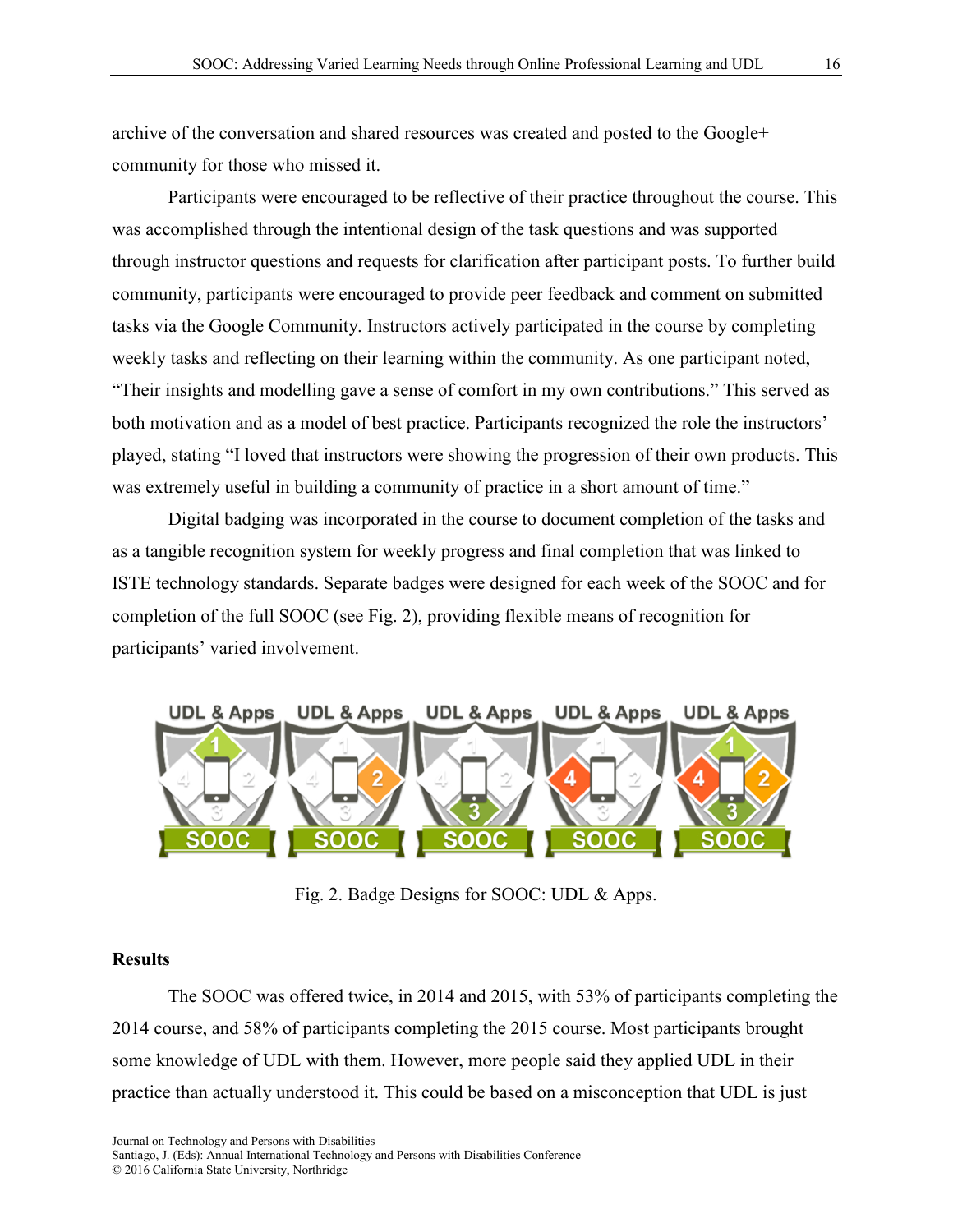archive of the conversation and shared resources was created and posted to the Google+ community for those who missed it.

Participants were encouraged to be reflective of their practice throughout the course. This was accomplished through the intentional design of the task questions and was supported through instructor questions and requests for clarification after participant posts. To further build community, participants were encouraged to provide peer feedback and comment on submitted tasks via the Google Community. Instructors actively participated in the course by completing weekly tasks and reflecting on their learning within the community. As one participant noted, “Their insights and modelling gave a sense of comfort in my own contributions.” This served as both motivation and as a model of best practice. Participants recognized the role the instructors’ played, stating “I loved that instructors were showing the progression of their own products. This was extremely useful in building a community of practice in a short amount of time.”

Digital badging was incorporated in the course to document completion of the tasks and as a tangible recognition system for weekly progress and final completion that was linked to ISTE technology standards. Separate badges were designed for each week of the SOOC and for completion of the full SOOC (see Fig. 2), providing flexible means of recognition for participants’ varied involvement.

Fig. 2. Badge Designs for SOOC: UDL & Apps.

## Results

The SOOC was offered twice, in 2014 and 2015, with 53% of participants completing the 2014 course, and 58% of participants completing the 2015 course. Most participants brought some knowledge of UDL with them. However, more people said they applied UDL in their practice than actually understood it. This could be based on a misconception that UDL is just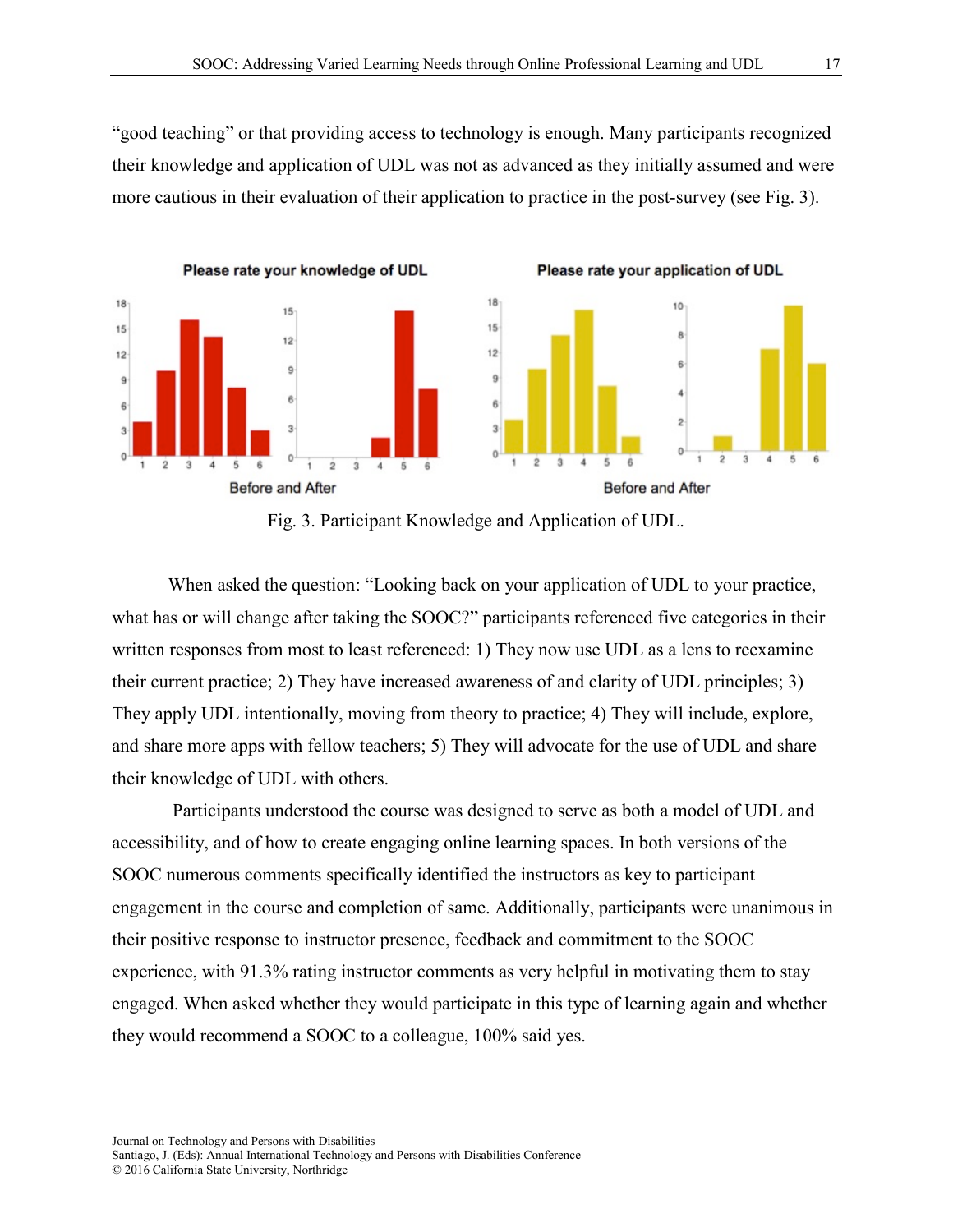"good teaching" or that providing access to technology is enough. Many participants recognized their knowledge and application of UDL was not as advanced as they initially assumed and were more cautious in their evaluation of their application to practice in the post-survey (see Fig. 3).

Fig. 3. Participant Knowledge and Application of UDL.

When asked the question: "Looking back on your application of UDL to your practice, what has or will change after taking the SOOC?" participants referenced five categories in their written responses from most to least referenced: 1) They now use UDL as a lens to reexamine their current practice; 2) They have increased awareness of and clarity of UDL principles; 3) They apply UDL intentionally, moving from theory to practice; 4) They will include, explore, and share more apps with fellow teachers; 5) They will advocate for the use of UDL and share their knowledge of UDL with others.

Participants understood the course was designed to serve as both a model of UDL and accessibility, and of how to create engaging online learning spaces. In both versions of the SOOC numerous comments specifically identified the instructors as key to participant engagement in the course and completion of same. Additionally, participants were unanimous in their positive response to instructor presence, feedback and commitment to the SOOC experience, with 91.3% rating instructor comments as very helpful in motivating them to stay engaged. When asked whether they would participate in this type of learning again and whether they would recommend a SOOC to a colleague, 100% said yes.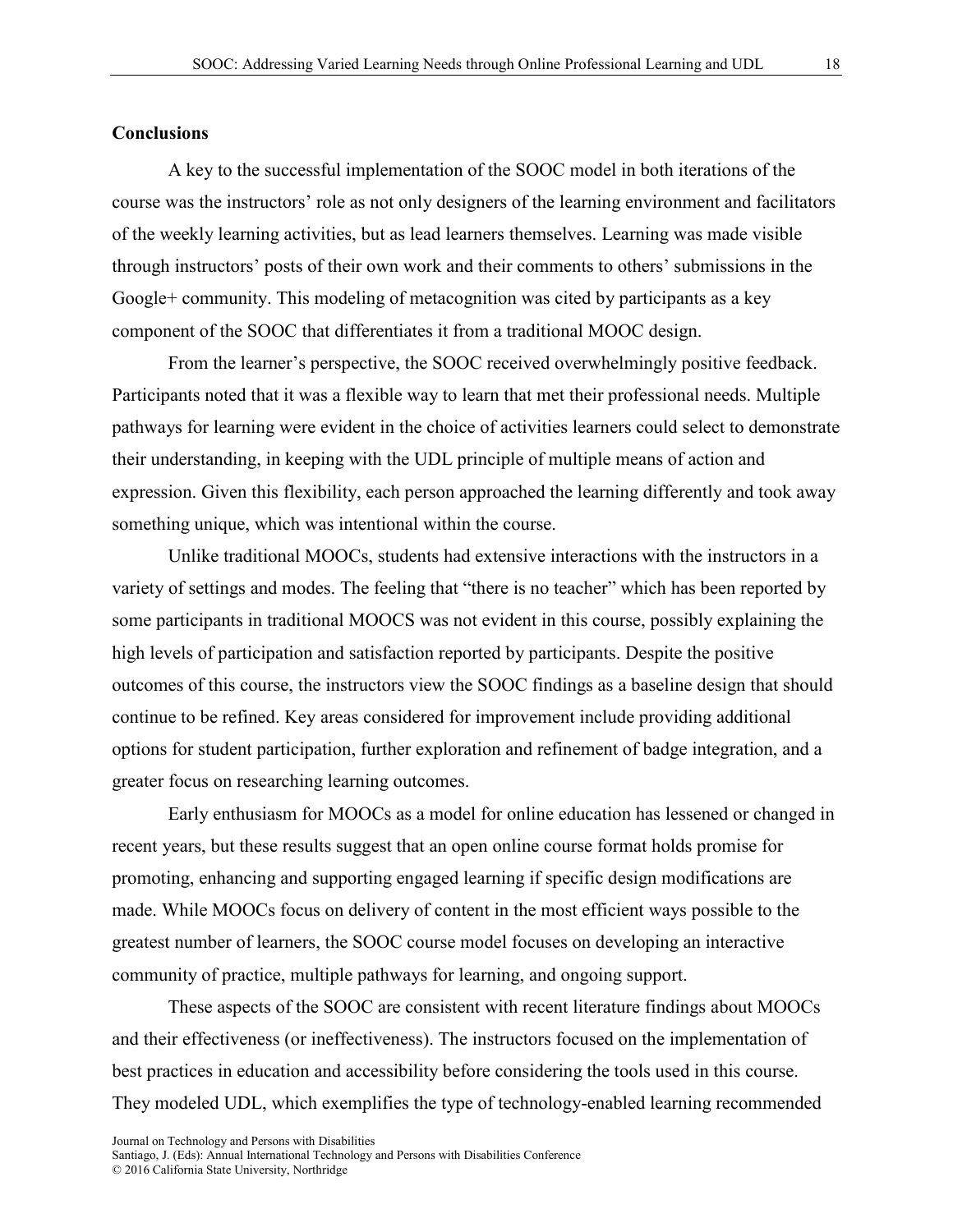## Conclusions

A key to the successful implementation of the SOOC model in both iterations of the course was the instructors' role as not only designers of the learning environment and facilitators of the weekly learning activities, but as lead learners themselves. Learning was made visible through instructors' posts of their own work and their comments to others' submissions in the Google+ community. This modeling of metacognition was cited by participants as a key component of the SOOC that differentiates it from a traditional MOOC design.

From the learner's perspective, the SOOC received overwhelmingly positive feedback. Participants noted that it was a flexible way to learn that met their professional needs. Multiple pathways for learning were evident in the choice of activities learners could select to demonstrate their understanding, in keeping with the UDL principle of multiple means of action and expression. Given this flexibility, each person approached the learning differently and took away something unique, which was intentional within the course.

Unlike traditional MOOCs, students had extensive interactions with the instructors in a variety of settings and modes. The feeling that "there is no teacher" which has been reported by some participants in traditional MOOCS was not evident in this course, possibly explaining the high levels of participation and satisfaction reported by participants. Despite the positive outcomes of this course, the instructors view the SOOC findings as a baseline design that should continue to be refined. Key areas considered for improvement include providing additional options for student participation, further exploration and refinement of badge integration, and a greater focus on researching learning outcomes.

Early enthusiasm for MOOCs as a model for online education has lessened or changed in recent years, but these results suggest that an open online course format holds promise for promoting, enhancing and supporting engaged learning if specific design modifications are made. While MOOCs focus on delivery of content in the most efficient ways possible to the greatest number of learners, the SOOC course model focuses on developing an interactive community of practice, multiple pathways for learning, and ongoing support.

These aspects of the SOOC are consistent with recent literature findings about MOOCs and their effectiveness (or ineffectiveness). The instructors focused on the implementation of best practices in education and accessibility before considering the tools used in this course. They modeled UDL, which exemplifies the type of technology-enabled learning recommended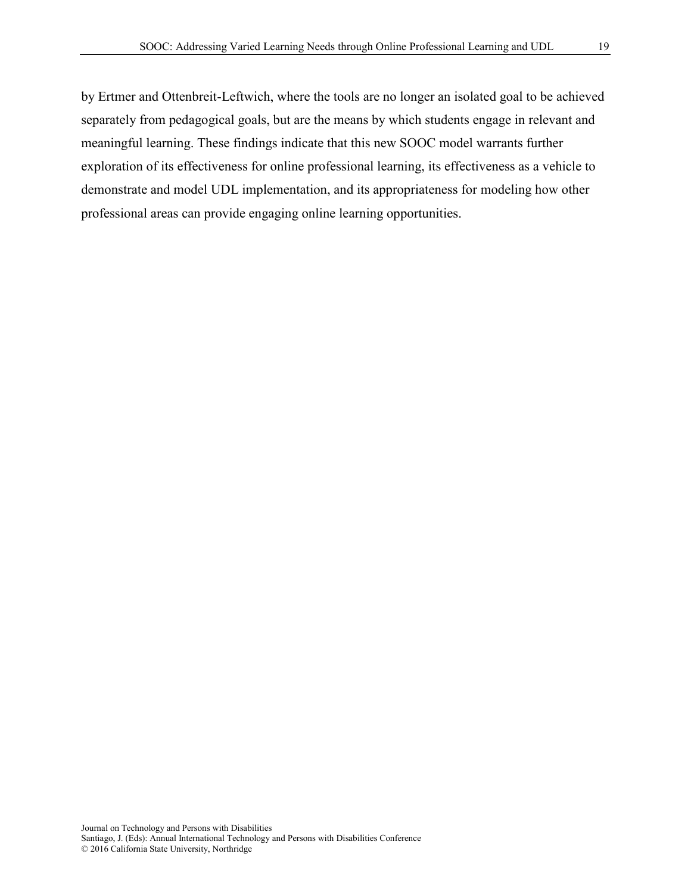by Ertmer and Ottenbreit-Leftwich, where the tools are no longer an isolated goal to be achieved separately from pedagogical goals, but are the means by which students engage in relevant and meaningful learning. These findings indicate that this new SOOC model warrants further exploration of its effectiveness for online professional learning, its effectiveness as a vehicle to demonstrate and model UDL implementation, and its appropriateness for modeling how other professional areas can provide engaging online learning opportunities.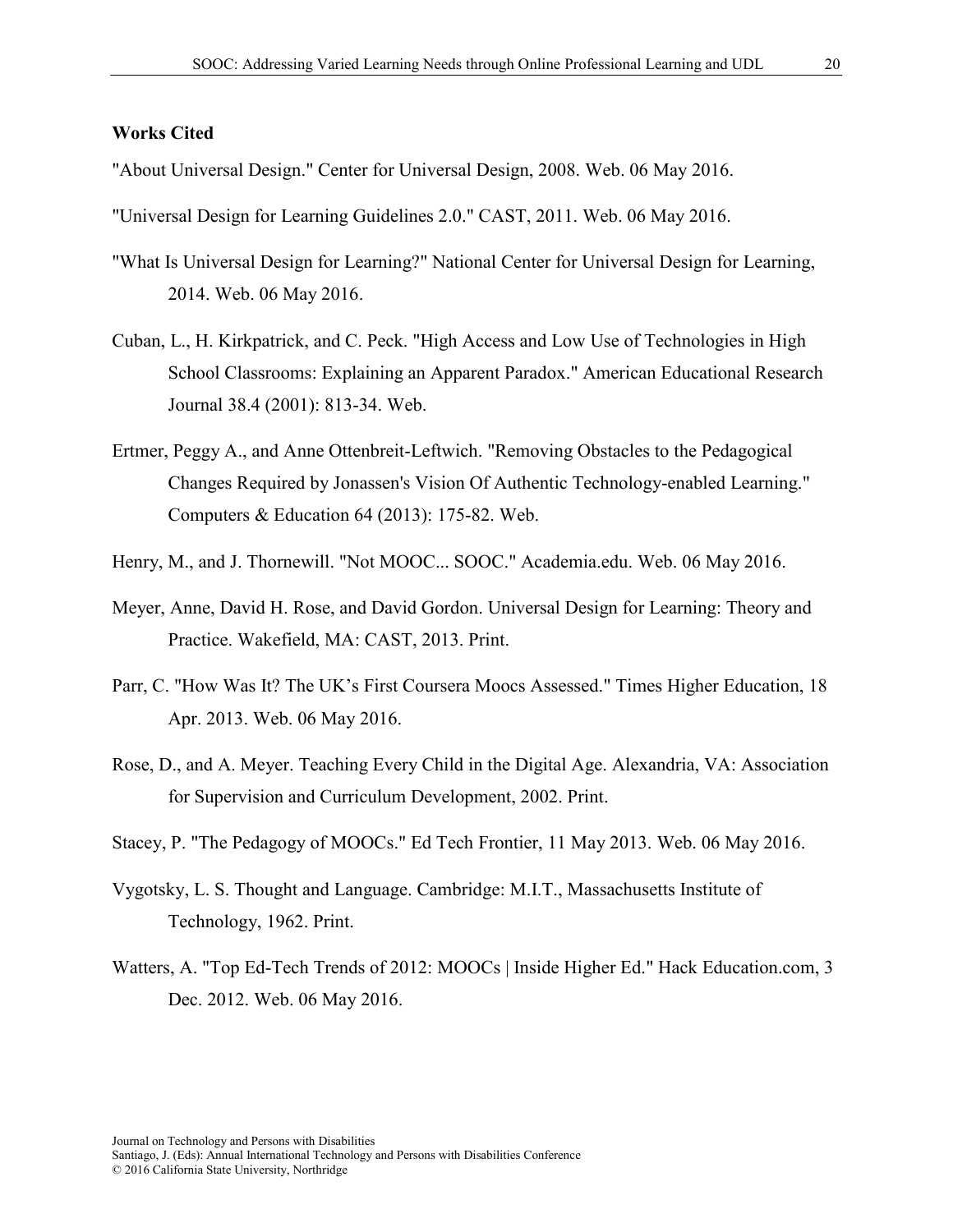## Works Cited

"About Universal Design." Center for Universal Design, 2008. Web. 06 May 2016.

"Universal Design for Learning Guidelines 2.0." CAST, 2011. Web. 06 May 2016.

"What Is Universal Design for Learning?" National Center for Universal Design for Learning, 2014. Web. 06 May 2016.

Cuban, L., H. Kirkpatrick, and C. Peck. "High Access and Low Use of Technologies in High School Classrooms: Explaining an Apparent Paradox." American Educational Research Journal 38.4 (2001): 813-34. Web.

Ertmer, Peggy A., and Anne Ottenbreit-Leftwich. "Removing Obstacles to the Pedagogical Changes Required by Jonassen's Vision Of Authentic Technology-enabled Learning." Computers & Education 64 (2013): 175-82. Web.

Henry, M., and J. Thornewill. "Not MOOC... SOOC." Academia.edu. Web. 06 May 2016.

Meyer, Anne, David H. Rose, and David Gordon. Universal Design for Learning: Theory and Practice. Wakefield, MA: CAST, 2013. Print.

Parr, C. "How Was It? The UK's First Coursera Moocs Assessed." Times Higher Education, 18 Apr. 2013. Web. 06 May 2016.

Rose, D., and A. Meyer. Teaching Every Child in the Digital Age. Alexandria, VA: Association for Supervision and Curriculum Development, 2002. Print.

Stacey, P. "The Pedagogy of MOOCs." Ed Tech Frontier, 11 May 2013. Web. 06 May 2016.

Vygotsky, L. S. Thought and Language. Cambridge: M.I.T., Massachusetts Institute of Technology, 1962. Print.

Watters, A. "Top Ed-Tech Trends of 2012: MOOCs | Inside Higher Ed." Hack Education.com, 3 Dec. 2012. Web. 06 May 2016.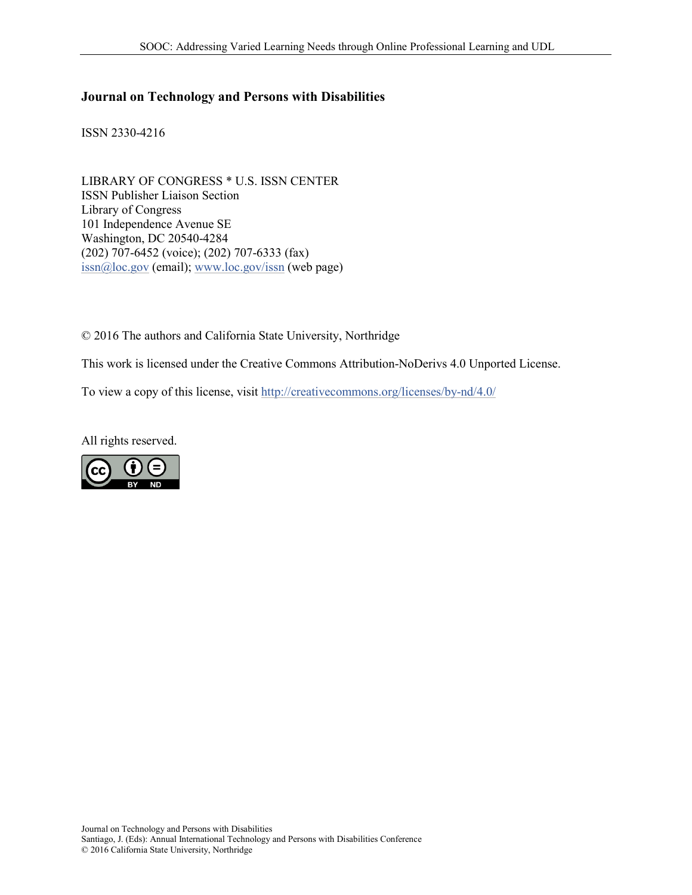**Journal on Technology and Persons with Disabilities**

ISSN 2330-4216

LIBRARY OF CONGRESS * U.S. ISSN CENTER
ISSN Publisher Liaison Section
Library of Congress
101 Independence Avenue SE
Washington, DC 20540-4284
(202) 707-6452 (voice); (202) 707-6333 (fax)
issn@loc.gov (email); www.loc.gov/issn (web page)

© 2016 The authors and California State University, Northridge

This work is licensed under the Creative Commons Attribution-NoDerivs 4.0 Unported License.

To view a copy of this license, visit http://creativecommons.org/licenses/by-nd/4.0/

All rights reserved.